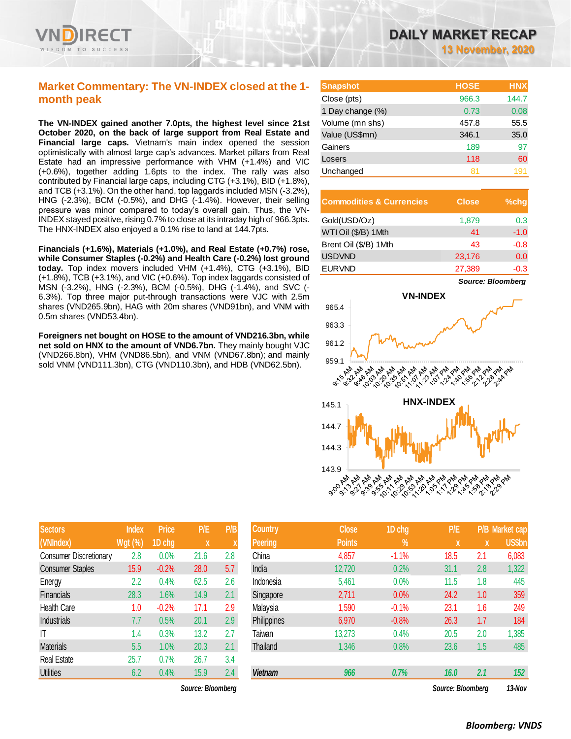# DAILY MARKET RECAP

**13 November, 2020**

## Market Commentary: The VN-INDEX closed at the 1-month peak

**The VN-INDEX gained another 7.0pts, the highest level since 21st October 2020, on the back of large support from Real Estate and Financial large caps.** Vietnam's main index opened the session optimistically with almost large cap's advances. Market pillars from Real Estate had an impressive performance with VHM (+1.4%) and VIC (+0.6%), together adding 1.6pts to the index. The rally was also contributed by Financial large caps, including CTG (+3.1%), BID (+1.8%), and TCB (+3.1%). On the other hand, top laggards included MSN (-3.2%), HNG (-2.3%), BCM (-0.5%), and DHG (-1.4%). However, their selling pressure was minor compared to today's overall gain. Thus, the VN-INDEX stayed positive, rising 0.7% to close at its intraday high of 966.3pts. The HNX-INDEX also enjoyed a 0.1% rise to land at 144.7pts.

**Financials (+1.6%), Materials (+1.0%), and Real Estate (+0.7%) rose, while Consumer Staples (-0.2%) and Health Care (-0.2%) lost ground today.** Top index movers included VHM (+1.4%), CTG (+3.1%), BID (+1.8%), TCB (+3.1%), and VIC (+0.6%). Top index laggards consisted of MSN (-3.2%), HNG (-2.3%), BCM (-0.5%), DHG (-1.4%), and SVC (-6.3%). Top three major put-through transactions were VJC with 2.5m shares (VND265.9bn), HAG with 20m shares (VND91bn), and VNM with 0.5m shares (VND53.4bn).

**Foreigners net bought on HOSE to the amount of VND216.3bn, while net sold on HNX to the amount of VND6.7bn.** They mainly bought VJC (VND266.8bn), VHM (VND86.5bn), and VNM (VND67.8bn); and mainly sold VNM (VND111.3bn), CTG (VND110.3bn), and HDB (VND62.5bn).

| Snapshot | HOSE | HNX |
|---|---|---|
| Close (pts) | 966.3 | 144.7 |
| 1 Day change (%) | 0.73 | 0.08 |
| Volume (mn shs) | 457.8 | 55.5 |
| Value (US$mn) | 346.1 | 35.0 |
| Gainers | 189 | 97 |
| Losers | 118 | 60 |
| Unchanged | 81 | 191 |

| Commodities & Currencies | Close | %chg |
|---|---|---|
| Gold(USD/Oz) | 1,879 | 0.3 |
| WTI Oil ($/B) 1Mth | 41 | -1.0 |
| Brent Oil ($/B) 1Mth | 43 | -0.8 |
| USDVND | 23,176 | 0.0 |
| EURVND | 27,389 | -0.3 |

*Source: Bloomberg*

| Sectors (VNIndex) | Index Wgt (%) | Price 1D chg | P/E x | P/B x |
|---|---|---|---|---|
| Consumer Discretionary | 2.8 | 0.0% | 21.6 | 2.8 |
| Consumer Staples | 15.9 | -0.2% | 28.0 | 5.7 |
| Energy | 2.2 | 0.4% | 62.5 | 2.6 |
| Financials | 28.3 | 1.6% | 14.9 | 2.1 |
| Health Care | 1.0 | -0.2% | 17.1 | 2.9 |
| Industrials | 7.7 | 0.5% | 20.1 | 2.9 |
| IT | 1.4 | 0.3% | 13.2 | 2.7 |
| Materials | 5.5 | 1.0% | 20.3 | 2.1 |
| Real Estate | 25.7 | 0.7% | 26.7 | 3.4 |
| Utilities | 6.2 | 0.4% | 15.9 | 2.4 |

*Source: Bloomberg*

| Country Peering | Close Points | 1D chg % | P/E x | P/B x | Market cap US$bn |
|---|---|---|---|---|---|
| China | 4,857 | -1.1% | 18.5 | 2.1 | 6,083 |
| India | 12,720 | 0.2% | 31.1 | 2.8 | 1,322 |
| Indonesia | 5,461 | 0.0% | 11.5 | 1.8 | 445 |
| Singapore | 2,711 | 0.0% | 24.2 | 1.0 | 359 |
| Malaysia | 1,590 | -0.1% | 23.1 | 1.6 | 249 |
| Philippines | 6,970 | -0.8% | 26.3 | 1.7 | 184 |
| Taiwan | 13,273 | 0.4% | 20.5 | 2.0 | 1,385 |
| Thailand | 1,346 | 0.8% | 23.6 | 1.5 | 485 |
| ***Vietnam*** | ***966*** | ***0.7%*** | ***16.0*** | ***2.1*** | ***152*** |

*Source: Bloomberg* *13-Nov*

**Bloomberg: VNDS**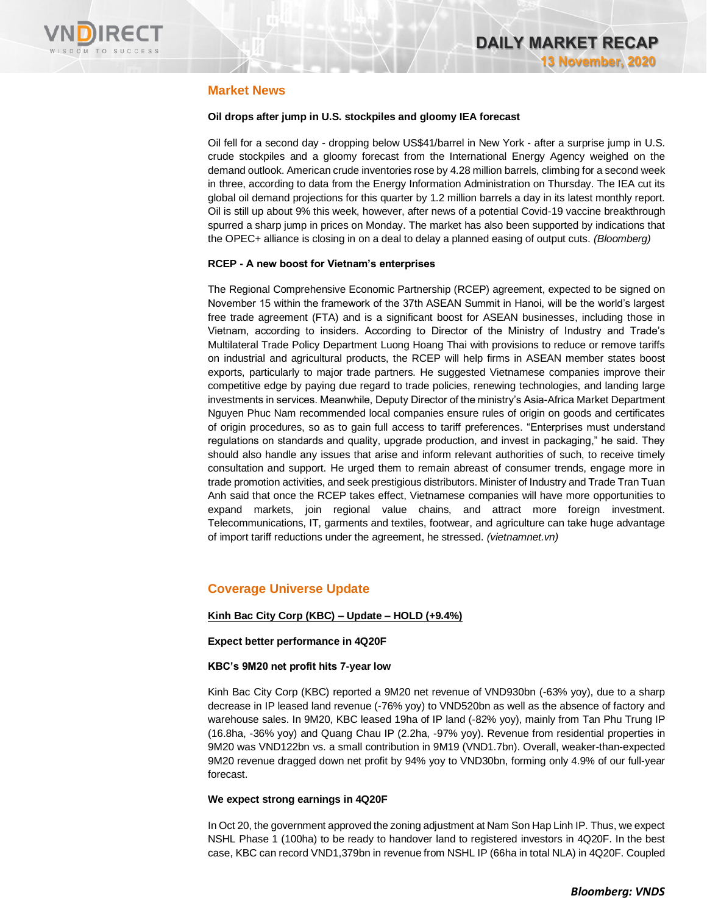## Market News

**Oil drops after jump in U.S. stockpiles and gloomy IEA forecast**

Oil fell for a second day - dropping below US$41/barrel in New York - after a surprise jump in U.S. crude stockpiles and a gloomy forecast from the International Energy Agency weighed on the demand outlook. American crude inventories rose by 4.28 million barrels, climbing for a second week in three, according to data from the Energy Information Administration on Thursday. The IEA cut its global oil demand projections for this quarter by 1.2 million barrels a day in its latest monthly report. Oil is still up about 9% this week, however, after news of a potential Covid-19 vaccine breakthrough spurred a sharp jump in prices on Monday. The market has also been supported by indications that the OPEC+ alliance is closing in on a deal to delay a planned easing of output cuts. *(Bloomberg)*

**RCEP - A new boost for Vietnam's enterprises**

The Regional Comprehensive Economic Partnership (RCEP) agreement, expected to be signed on November 15 within the framework of the 37th ASEAN Summit in Hanoi, will be the world's largest free trade agreement (FTA) and is a significant boost for ASEAN businesses, including those in Vietnam, according to insiders. According to Director of the Ministry of Industry and Trade's Multilateral Trade Policy Department Luong Hoang Thai with provisions to reduce or remove tariffs on industrial and agricultural products, the RCEP will help firms in ASEAN member states boost exports, particularly to major trade partners. He suggested Vietnamese companies improve their competitive edge by paying due regard to trade policies, renewing technologies, and landing large investments in services. Meanwhile, Deputy Director of the ministry's Asia-Africa Market Department Nguyen Phuc Nam recommended local companies ensure rules of origin on goods and certificates of origin procedures, so as to gain full access to tariff preferences. "Enterprises must understand regulations on standards and quality, upgrade production, and invest in packaging," he said. They should also handle any issues that arise and inform relevant authorities of such, to receive timely consultation and support. He urged them to remain abreast of consumer trends, engage more in trade promotion activities, and seek prestigious distributors. Minister of Industry and Trade Tran Tuan Anh said that once the RCEP takes effect, Vietnamese companies will have more opportunities to expand markets, join regional value chains, and attract more foreign investment. Telecommunications, IT, garments and textiles, footwear, and agriculture can take huge advantage of import tariff reductions under the agreement, he stressed. *(vietnamnet.vn)*

## Coverage Universe Update

**Kinh Bac City Corp (KBC) – Update – HOLD (+9.4%)**

**Expect better performance in 4Q20F**

**KBC's 9M20 net profit hits 7-year low**

Kinh Bac City Corp (KBC) reported a 9M20 net revenue of VND930bn (-63% yoy), due to a sharp decrease in IP leased land revenue (-76% yoy) to VND520bn as well as the absence of factory and warehouse sales. In 9M20, KBC leased 19ha of IP land (-82% yoy), mainly from Tan Phu Trung IP (16.8ha, -36% yoy) and Quang Chau IP (2.2ha, -97% yoy). Revenue from residential properties in 9M20 was VND122bn vs. a small contribution in 9M19 (VND1.7bn). Overall, weaker-than-expected 9M20 revenue dragged down net profit by 94% yoy to VND30bn, forming only 4.9% of our full-year forecast.

**We expect strong earnings in 4Q20F**

In Oct 20, the government approved the zoning adjustment at Nam Son Hap Linh IP. Thus, we expect NSHL Phase 1 (100ha) to be ready to handover land to registered investors in 4Q20F. In the best case, KBC can record VND1,379bn in revenue from NSHL IP (66ha in total NLA) in 4Q20F. Coupled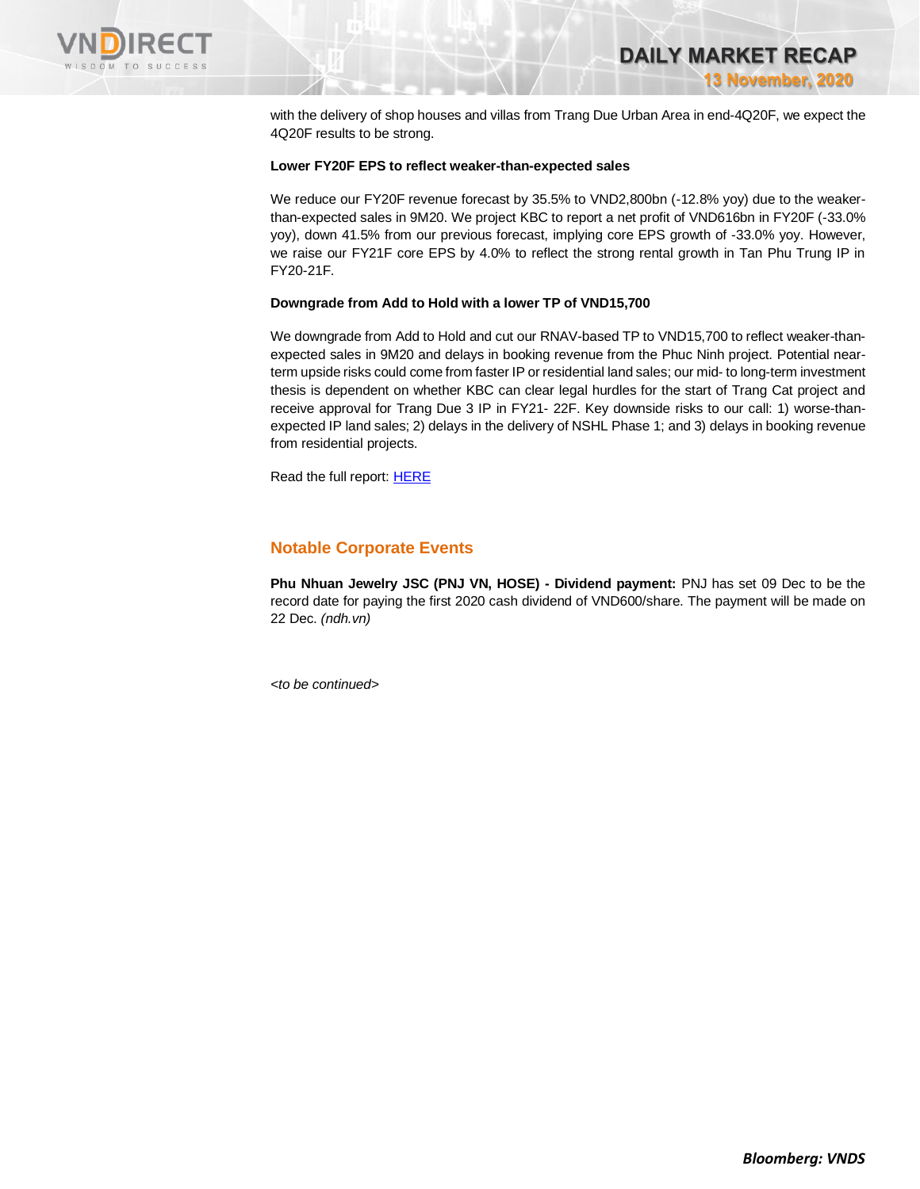with the delivery of shop houses and villas from Trang Due Urban Area in end-4Q20F, we expect the 4Q20F results to be strong.

**Lower FY20F EPS to reflect weaker-than-expected sales**

We reduce our FY20F revenue forecast by 35.5% to VND2,800bn (-12.8% yoy) due to the weaker-than-expected sales in 9M20. We project KBC to report a net profit of VND616bn in FY20F (-33.0% yoy), down 41.5% from our previous forecast, implying core EPS growth of -33.0% yoy. However, we raise our FY21F core EPS by 4.0% to reflect the strong rental growth in Tan Phu Trung IP in FY20-21F.

**Downgrade from Add to Hold with a lower TP of VND15,700**

We downgrade from Add to Hold and cut our RNAV-based TP to VND15,700 to reflect weaker-than-expected sales in 9M20 and delays in booking revenue from the Phuc Ninh project. Potential near-term upside risks could come from faster IP or residential land sales; our mid- to long-term investment thesis is dependent on whether KBC can clear legal hurdles for the start of Trang Cat project and receive approval for Trang Due 3 IP in FY21- 22F. Key downside risks to our call: 1) worse-than-expected IP land sales; 2) delays in the delivery of NSHL Phase 1; and 3) delays in booking revenue from residential projects.

Read the full report: HERE

## Notable Corporate Events

**Phu Nhuan Jewelry JSC (PNJ VN, HOSE) - Dividend payment:** PNJ has set 09 Dec to be the record date for paying the first 2020 cash dividend of VND600/share. The payment will be made on 22 Dec. *(ndh.vn)*

*<to be continued>*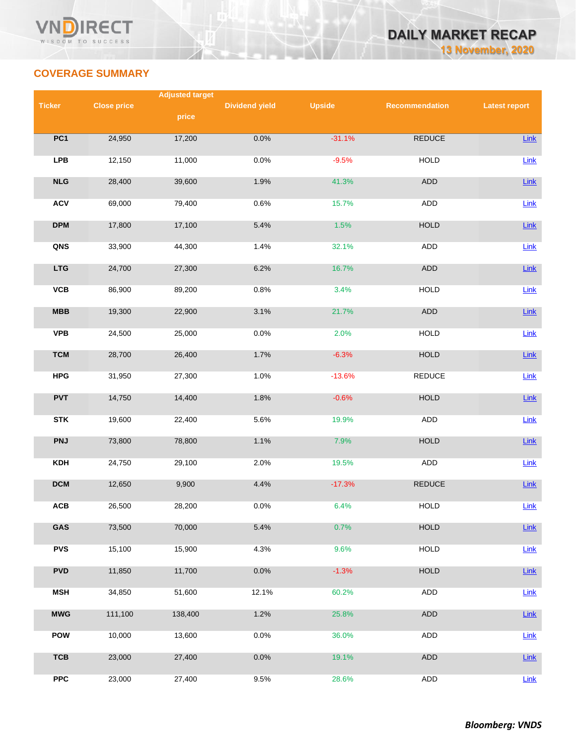## COVERAGE SUMMARY

| Ticker | Close price | Adjusted target price | Dividend yield | Upside | Recommendation | Latest report |
|---|---|---|---|---|---|---|
| PC1 | 24,950 | 17,200 | 0.0% | -31.1% | REDUCE | Link |
| LPB | 12,150 | 11,000 | 0.0% | -9.5% | HOLD | Link |
| NLG | 28,400 | 39,600 | 1.9% | 41.3% | ADD | Link |
| ACV | 69,000 | 79,400 | 0.6% | 15.7% | ADD | Link |
| DPM | 17,800 | 17,100 | 5.4% | 1.5% | HOLD | Link |
| QNS | 33,900 | 44,300 | 1.4% | 32.1% | ADD | Link |
| LTG | 24,700 | 27,300 | 6.2% | 16.7% | ADD | Link |
| VCB | 86,900 | 89,200 | 0.8% | 3.4% | HOLD | Link |
| MBB | 19,300 | 22,900 | 3.1% | 21.7% | ADD | Link |
| VPB | 24,500 | 25,000 | 0.0% | 2.0% | HOLD | Link |
| TCM | 28,700 | 26,400 | 1.7% | -6.3% | HOLD | Link |
| HPG | 31,950 | 27,300 | 1.0% | -13.6% | REDUCE | Link |
| PVT | 14,750 | 14,400 | 1.8% | -0.6% | HOLD | Link |
| STK | 19,600 | 22,400 | 5.6% | 19.9% | ADD | Link |
| PNJ | 73,800 | 78,800 | 1.1% | 7.9% | HOLD | Link |
| KDH | 24,750 | 29,100 | 2.0% | 19.5% | ADD | Link |
| DCM | 12,650 | 9,900 | 4.4% | -17.3% | REDUCE | Link |
| ACB | 26,500 | 28,200 | 0.0% | 6.4% | HOLD | Link |
| GAS | 73,500 | 70,000 | 5.4% | 0.7% | HOLD | Link |
| PVS | 15,100 | 15,900 | 4.3% | 9.6% | HOLD | Link |
| PVD | 11,850 | 11,700 | 0.0% | -1.3% | HOLD | Link |
| MSH | 34,850 | 51,600 | 12.1% | 60.2% | ADD | Link |
| MWG | 111,100 | 138,400 | 1.2% | 25.8% | ADD | Link |
| POW | 10,000 | 13,600 | 0.0% | 36.0% | ADD | Link |
| TCB | 23,000 | 27,400 | 0.0% | 19.1% | ADD | Link |
| PPC | 23,000 | 27,400 | 9.5% | 28.6% | ADD | Link |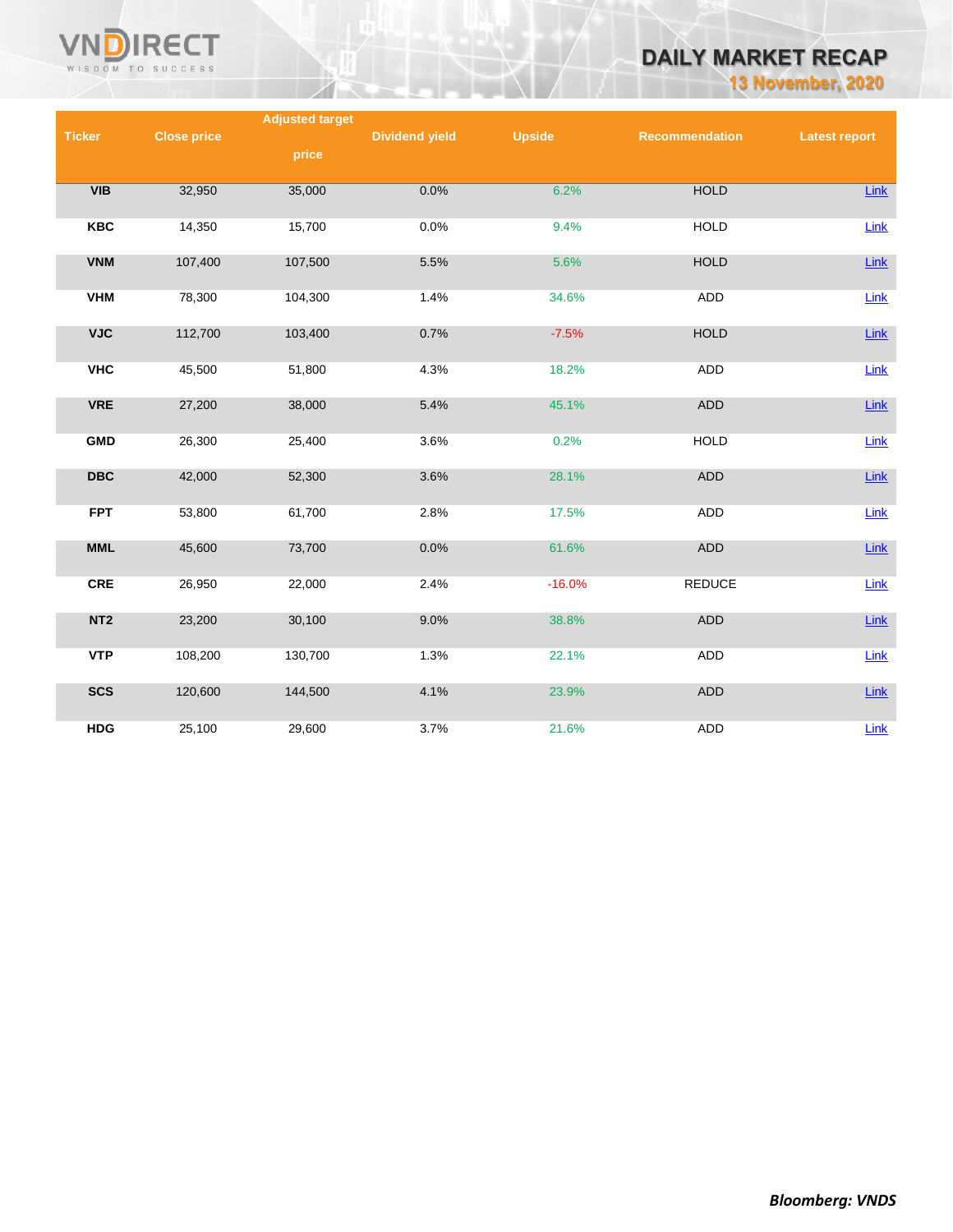| Ticker | Close price | Adjusted target price | Dividend yield | Upside | Recommendation | Latest report |
|---|---|---|---|---|---|---|
| VIB | 32,950 | 35,000 | 0.0% | 6.2% | HOLD | Link |
| KBC | 14,350 | 15,700 | 0.0% | 9.4% | HOLD | Link |
| VNM | 107,400 | 107,500 | 5.5% | 5.6% | HOLD | Link |
| VHM | 78,300 | 104,300 | 1.4% | 34.6% | ADD | Link |
| VJC | 112,700 | 103,400 | 0.7% | -7.5% | HOLD | Link |
| VHC | 45,500 | 51,800 | 4.3% | 18.2% | ADD | Link |
| VRE | 27,200 | 38,000 | 5.4% | 45.1% | ADD | Link |
| GMD | 26,300 | 25,400 | 3.6% | 0.2% | HOLD | Link |
| DBC | 42,000 | 52,300 | 3.6% | 28.1% | ADD | Link |
| FPT | 53,800 | 61,700 | 2.8% | 17.5% | ADD | Link |
| MML | 45,600 | 73,700 | 0.0% | 61.6% | ADD | Link |
| CRE | 26,950 | 22,000 | 2.4% | -16.0% | REDUCE | Link |
| NT2 | 23,200 | 30,100 | 9.0% | 38.8% | ADD | Link |
| VTP | 108,200 | 130,700 | 1.3% | 22.1% | ADD | Link |
| SCS | 120,600 | 144,500 | 4.1% | 23.9% | ADD | Link |
| HDG | 25,100 | 29,600 | 3.7% | 21.6% | ADD | Link |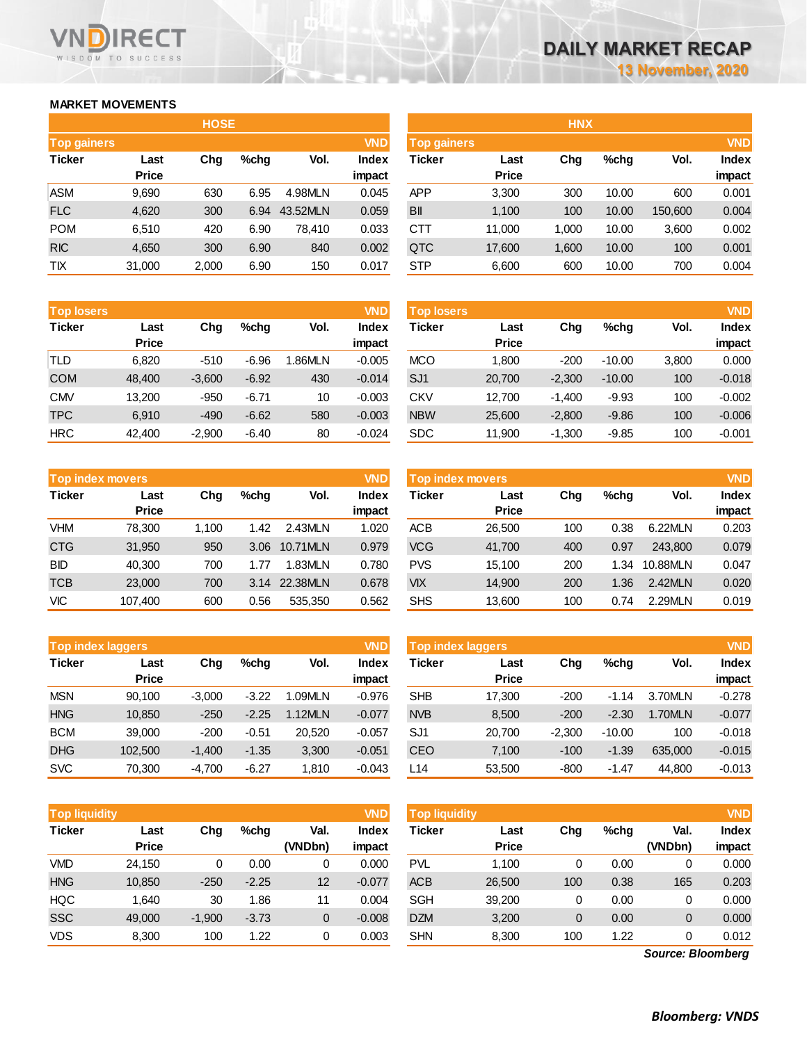# DAILY MARKET RECAP

**13 November, 2020**

## MARKET MOVEMENTS

### HOSE

**Top gainers** (VND)

| Ticker | Last Price | Chg | %chg | Vol. | Index impact |
|---|---|---|---|---|---|
| ASM | 9,690 | 630 | 6.95 | 4.98MLN | 0.045 |
| FLC | 4,620 | 300 | 6.94 | 43.52MLN | 0.059 |
| POM | 6,510 | 420 | 6.90 | 78,410 | 0.033 |
| RIC | 4,650 | 300 | 6.90 | 840 | 0.002 |
| TIX | 31,000 | 2,000 | 6.90 | 150 | 0.017 |

**Top losers** (VND)

| Ticker | Last Price | Chg | %chg | Vol. | Index impact |
|---|---|---|---|---|---|
| TLD | 6,820 | -510 | -6.96 | 1.86MLN | -0.005 |
| COM | 48,400 | -3,600 | -6.92 | 430 | -0.014 |
| CMV | 13,200 | -950 | -6.71 | 10 | -0.003 |
| TPC | 6,910 | -490 | -6.62 | 580 | -0.003 |
| HRC | 42,400 | -2,900 | -6.40 | 80 | -0.024 |

**Top index movers** (VND)

| Ticker | Last Price | Chg | %chg | Vol. | Index impact |
|---|---|---|---|---|---|
| VHM | 78,300 | 1,100 | 1.42 | 2.43MLN | 1.020 |
| CTG | 31,950 | 950 | 3.06 | 10.71MLN | 0.979 |
| BID | 40,300 | 700 | 1.77 | 1.83MLN | 0.780 |
| TCB | 23,000 | 700 | 3.14 | 22.38MLN | 0.678 |
| VIC | 107,400 | 600 | 0.56 | 535,350 | 0.562 |

**Top index laggers** (VND)

| Ticker | Last Price | Chg | %chg | Vol. | Index impact |
|---|---|---|---|---|---|
| MSN | 90,100 | -3,000 | -3.22 | 1.09MLN | -0.976 |
| HNG | 10,850 | -250 | -2.25 | 1.12MLN | -0.077 |
| BCM | 39,000 | -200 | -0.51 | 20,520 | -0.057 |
| DHG | 102,500 | -1,400 | -1.35 | 3,300 | -0.051 |
| SVC | 70,300 | -4,700 | -6.27 | 1,810 | -0.043 |

**Top liquidity** (VND)

| Ticker | Last Price | Chg | %chg | Val. (VNDbn) | Index impact |
|---|---|---|---|---|---|
| VMD | 24,150 | 0 | 0.00 | 0 | 0.000 |
| HNG | 10,850 | -250 | -2.25 | 12 | -0.077 |
| HQC | 1,640 | 30 | 1.86 | 11 | 0.004 |
| SSC | 49,000 | -1,900 | -3.73 | 0 | -0.008 |
| VDS | 8,300 | 100 | 1.22 | 0 | 0.003 |

### HNX

**Top gainers** (VND)

| Ticker | Last Price | Chg | %chg | Vol. | Index impact |
|---|---|---|---|---|---|
| APP | 3,300 | 300 | 10.00 | 600 | 0.001 |
| BII | 1,100 | 100 | 10.00 | 150,600 | 0.004 |
| CTT | 11,000 | 1,000 | 10.00 | 3,600 | 0.002 |
| QTC | 17,600 | 1,600 | 10.00 | 100 | 0.001 |
| STP | 6,600 | 600 | 10.00 | 700 | 0.004 |

**Top losers** (VND)

| Ticker | Last Price | Chg | %chg | Vol. | Index impact |
|---|---|---|---|---|---|
| MCO | 1,800 | -200 | -10.00 | 3,800 | 0.000 |
| SJ1 | 20,700 | -2,300 | -10.00 | 100 | -0.018 |
| CKV | 12,700 | -1,400 | -9.93 | 100 | -0.002 |
| NBW | 25,600 | -2,800 | -9.86 | 100 | -0.006 |
| SDC | 11,900 | -1,300 | -9.85 | 100 | -0.001 |

**Top index movers** (VND)

| Ticker | Last Price | Chg | %chg | Vol. | Index impact |
|---|---|---|---|---|---|
| ACB | 26,500 | 100 | 0.38 | 6.22MLN | 0.203 |
| VCG | 41,700 | 400 | 0.97 | 243,800 | 0.079 |
| PVS | 15,100 | 200 | 1.34 | 10.88MLN | 0.047 |
| VIX | 14,900 | 200 | 1.36 | 2.42MLN | 0.020 |
| SHS | 13,600 | 100 | 0.74 | 2.29MLN | 0.019 |

**Top index laggers** (VND)

| Ticker | Last Price | Chg | %chg | Vol. | Index impact |
|---|---|---|---|---|---|
| SHB | 17,300 | -200 | -1.14 | 3.70MLN | -0.278 |
| NVB | 8,500 | -200 | -2.30 | 1.70MLN | -0.077 |
| SJ1 | 20,700 | -2,300 | -10.00 | 100 | -0.018 |
| CEO | 7,100 | -100 | -1.39 | 635,000 | -0.015 |
| L14 | 53,500 | -800 | -1.47 | 44,800 | -0.013 |

**Top liquidity** (VND)

| Ticker | Last Price | Chg | %chg | Val. (VNDbn) | Index impact |
|---|---|---|---|---|---|
| PVL | 1,100 | 0 | 0.00 | 0 | 0.000 |
| ACB | 26,500 | 100 | 0.38 | 165 | 0.203 |
| SGH | 39,200 | 0 | 0.00 | 0 | 0.000 |
| DZM | 3,200 | 0 | 0.00 | 0 | 0.000 |
| SHN | 8,300 | 100 | 1.22 | 0 | 0.012 |

*Source: Bloomberg*

***Bloomberg: VNDS***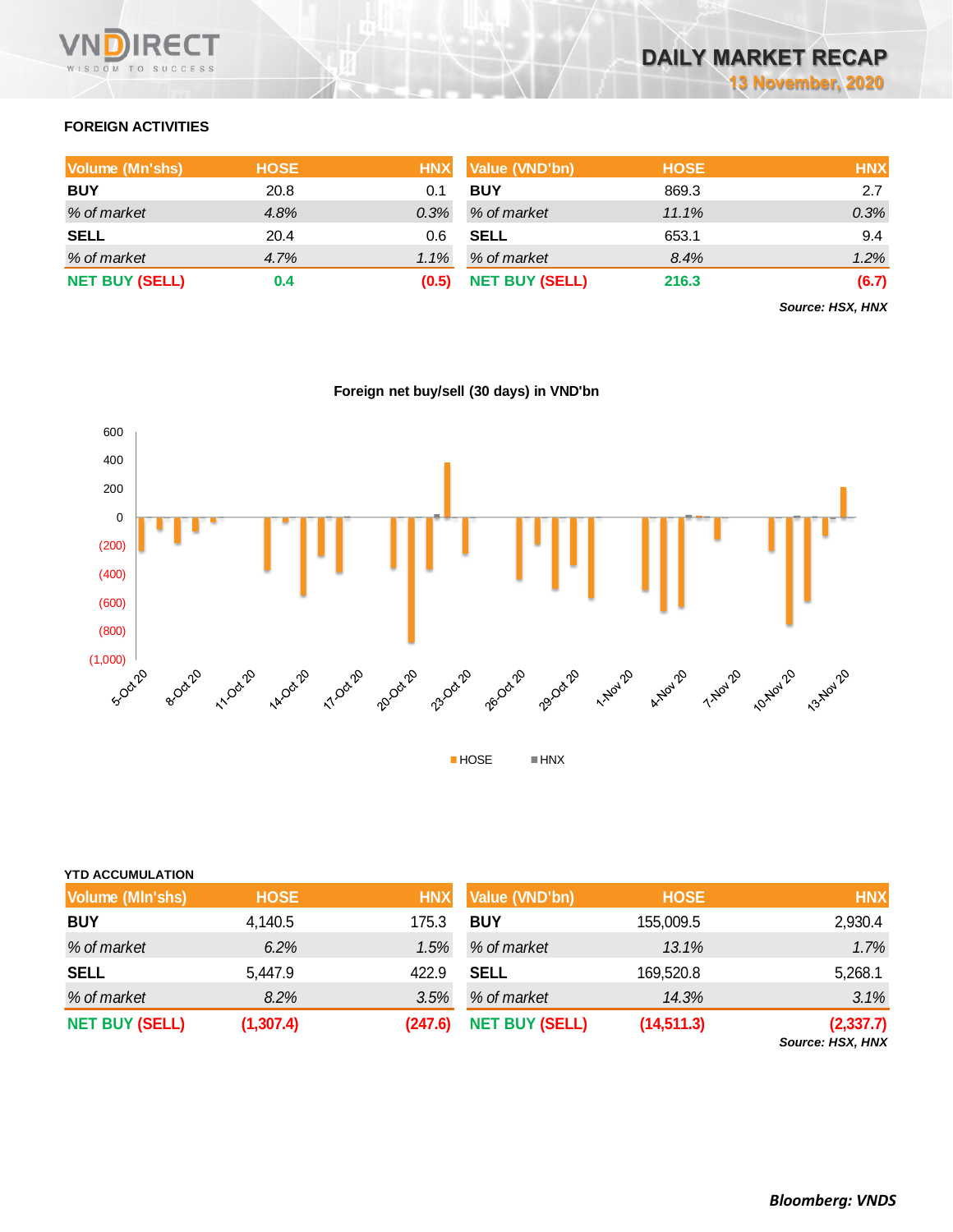## FOREIGN ACTIVITIES

| Volume (Mn'shs) | HOSE | HNX |
|---|---|---|
| **BUY** | 20.8 | 0.1 |
| *% of market* | *4.8%* | *0.3%* |
| **SELL** | 20.4 | 0.6 |
| *% of market* | *4.7%* | *1.1%* |
| **NET BUY (SELL)** | **0.4** | **(0.5)** |

| Value (VND'bn) | HOSE | HNX |
|---|---|---|
| **BUY** | 869.3 | 2.7 |
| *% of market* | *11.1%* | *0.3%* |
| **SELL** | 653.1 | 9.4 |
| *% of market* | *8.4%* | *1.2%* |
| **NET BUY (SELL)** | **216.3** | **(6.7)** |

*Source: HSX, HNX*

**Foreign net buy/sell (30 days) in VND'bn**

### YTD ACCUMULATION

| Volume (Mln'shs) | HOSE | HNX |
|---|---|---|
| **BUY** | 4,140.5 | 175.3 |
| *% of market* | *6.2%* | *1.5%* |
| **SELL** | 5,447.9 | 422.9 |
| *% of market* | *8.2%* | *3.5%* |
| **NET BUY (SELL)** | **(1,307.4)** | **(247.6)** |

| Value (VND'bn) | HOSE | HNX |
|---|---|---|
| **BUY** | 155,009.5 | 2,930.4 |
| *% of market* | *13.1%* | *1.7%* |
| **SELL** | 169,520.8 | 5,268.1 |
| *% of market* | *14.3%* | *3.1%* |
| **NET BUY (SELL)** | **(14,511.3)** | **(2,337.7)** |

*Source: HSX, HNX*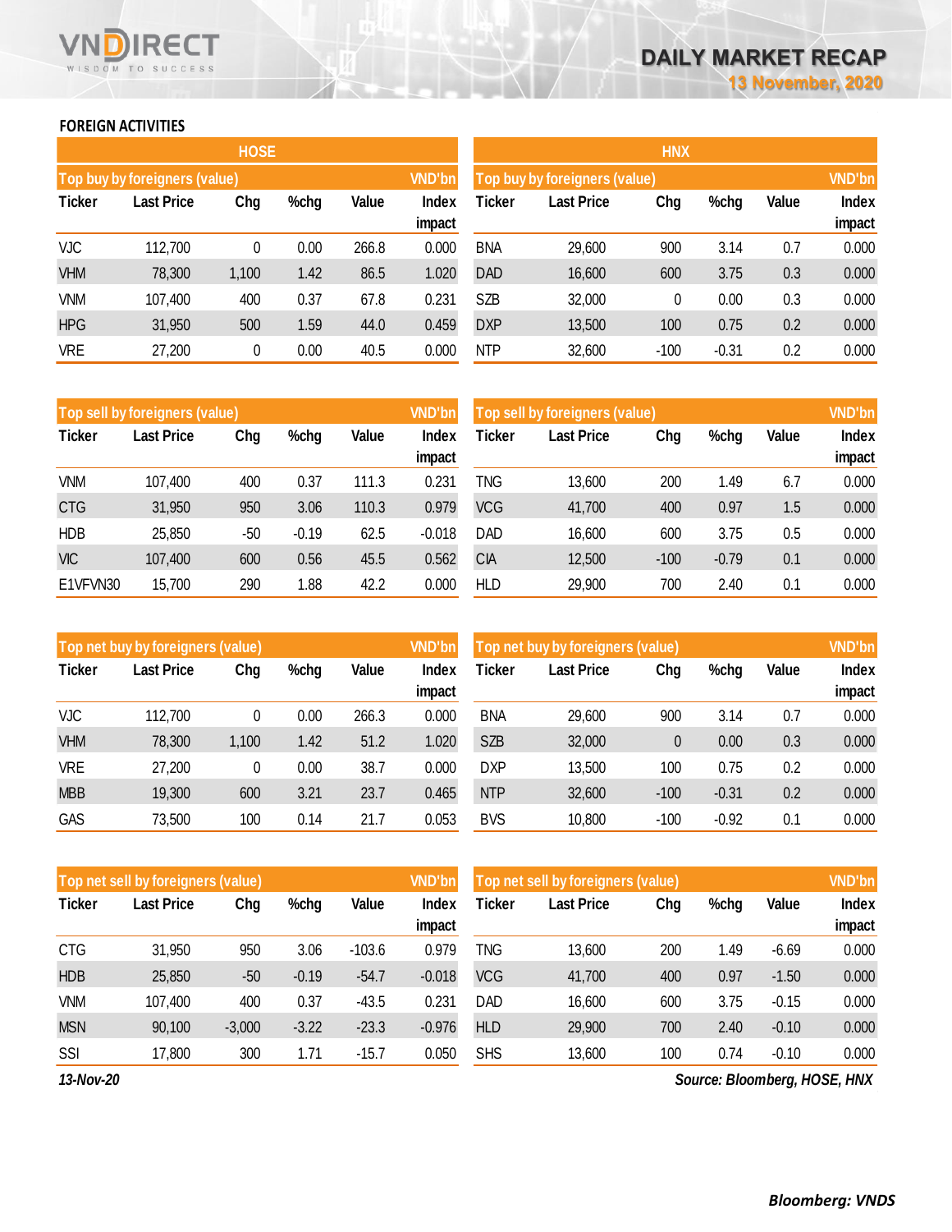## FOREIGN ACTIVITIES

### HOSE

| Top buy by foreigners (value) | | | | | VND'bn |
|---|---|---|---|---|---|
| Ticker | Last Price | Chg | %chg | Value | Index impact |
| VJC | 112,700 | 0 | 0.00 | 266.8 | 0.000 |
| VHM | 78,300 | 1,100 | 1.42 | 86.5 | 1.020 |
| VNM | 107,400 | 400 | 0.37 | 67.8 | 0.231 |
| HPG | 31,950 | 500 | 1.59 | 44.0 | 0.459 |
| VRE | 27,200 | 0 | 0.00 | 40.5 | 0.000 |

| Top sell by foreigners (value) | | | | | VND'bn |
|---|---|---|---|---|---|
| Ticker | Last Price | Chg | %chg | Value | Index impact |
| VNM | 107,400 | 400 | 0.37 | 111.3 | 0.231 |
| CTG | 31,950 | 950 | 3.06 | 110.3 | 0.979 |
| HDB | 25,850 | -50 | -0.19 | 62.5 | -0.018 |
| VIC | 107,400 | 600 | 0.56 | 45.5 | 0.562 |
| E1VFVN30 | 15,700 | 290 | 1.88 | 42.2 | 0.000 |

| Top net buy by foreigners (value) | | | | | VND'bn |
|---|---|---|---|---|---|
| Ticker | Last Price | Chg | %chg | Value | Index impact |
| VJC | 112,700 | 0 | 0.00 | 266.3 | 0.000 |
| VHM | 78,300 | 1,100 | 1.42 | 51.2 | 1.020 |
| VRE | 27,200 | 0 | 0.00 | 38.7 | 0.000 |
| MBB | 19,300 | 600 | 3.21 | 23.7 | 0.465 |
| GAS | 73,500 | 100 | 0.14 | 21.7 | 0.053 |

| Top net sell by foreigners (value) | | | | | VND'bn |
|---|---|---|---|---|---|
| Ticker | Last Price | Chg | %chg | Value | Index impact |
| CTG | 31,950 | 950 | 3.06 | -103.6 | 0.979 |
| HDB | 25,850 | -50 | -0.19 | -54.7 | -0.018 |
| VNM | 107,400 | 400 | 0.37 | -43.5 | 0.231 |
| MSN | 90,100 | -3,000 | -3.22 | -23.3 | -0.976 |
| SSI | 17,800 | 300 | 1.71 | -15.7 | 0.050 |

### HNX

| Top buy by foreigners (value) | | | | | VND'bn |
|---|---|---|---|---|---|
| Ticker | Last Price | Chg | %chg | Value | Index impact |
| BNA | 29,600 | 900 | 3.14 | 0.7 | 0.000 |
| DAD | 16,600 | 600 | 3.75 | 0.3 | 0.000 |
| SZB | 32,000 | 0 | 0.00 | 0.3 | 0.000 |
| DXP | 13,500 | 100 | 0.75 | 0.2 | 0.000 |
| NTP | 32,600 | -100 | -0.31 | 0.2 | 0.000 |

| Top sell by foreigners (value) | | | | | VND'bn |
|---|---|---|---|---|---|
| Ticker | Last Price | Chg | %chg | Value | Index impact |
| TNG | 13,600 | 200 | 1.49 | 6.7 | 0.000 |
| VCG | 41,700 | 400 | 0.97 | 1.5 | 0.000 |
| DAD | 16,600 | 600 | 3.75 | 0.5 | 0.000 |
| CIA | 12,500 | -100 | -0.79 | 0.1 | 0.000 |
| HLD | 29,900 | 700 | 2.40 | 0.1 | 0.000 |

| Top net buy by foreigners (value) | | | | | VND'bn |
|---|---|---|---|---|---|
| Ticker | Last Price | Chg | %chg | Value | Index impact |
| BNA | 29,600 | 900 | 3.14 | 0.7 | 0.000 |
| SZB | 32,000 | 0 | 0.00 | 0.3 | 0.000 |
| DXP | 13,500 | 100 | 0.75 | 0.2 | 0.000 |
| NTP | 32,600 | -100 | -0.31 | 0.2 | 0.000 |
| BVS | 10,800 | -100 | -0.92 | 0.1 | 0.000 |

| Top net sell by foreigners (value) | | | | | VND'bn |
|---|---|---|---|---|---|
| Ticker | Last Price | Chg | %chg | Value | Index impact |
| TNG | 13,600 | 200 | 1.49 | -6.69 | 0.000 |
| VCG | 41,700 | 400 | 0.97 | -1.50 | 0.000 |
| DAD | 16,600 | 600 | 3.75 | -0.15 | 0.000 |
| HLD | 29,900 | 700 | 2.40 | -0.10 | 0.000 |
| SHS | 13,600 | 100 | 0.74 | -0.10 | 0.000 |

*13-Nov-20*

*Source: Bloomberg, HOSE, HNX*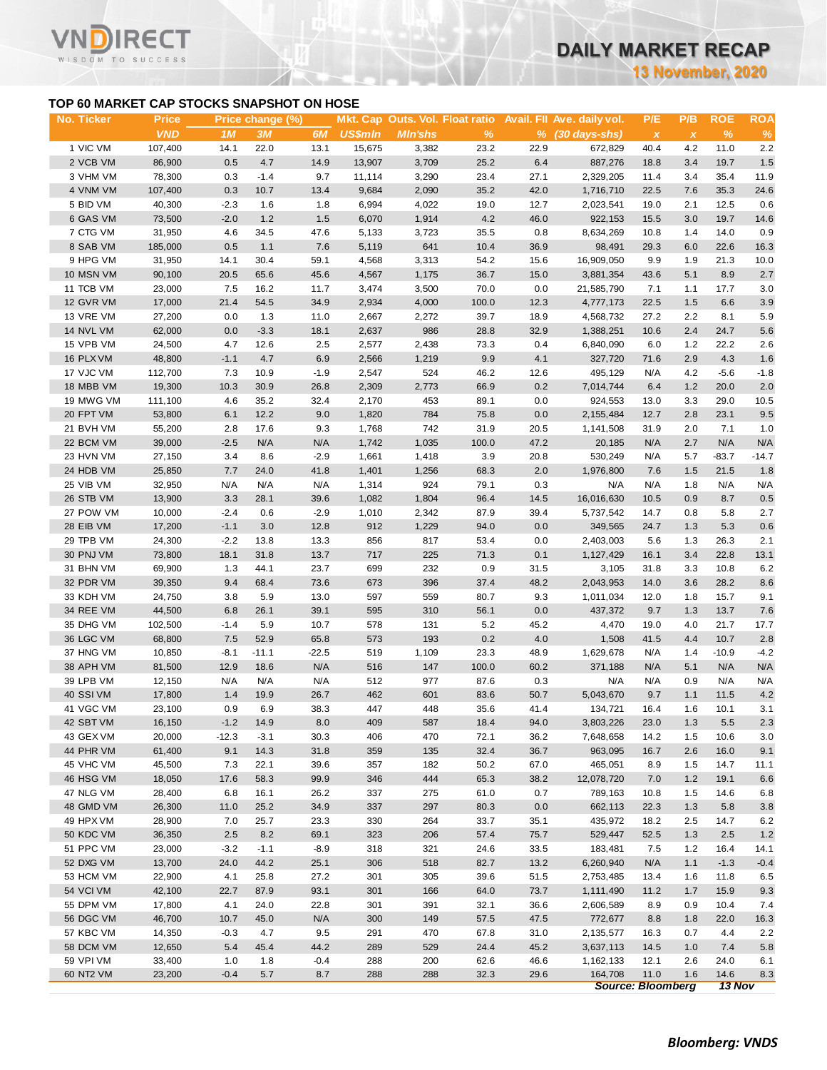# DAILY MARKET RECAP

13 November, 2020

## TOP 60 MARKET CAP STOCKS SNAPSHOT ON HOSE

| No. Ticker | Price | Price change (%) | | | Mkt. Cap | Outs. Vol. | Float ratio | Avail. FII | Ave. daily vol. | P/E | P/B | ROE | ROA |
|---|---|---|---|---|---|---|---|---|---|---|---|---|---|
| | VND | 1M | 3M | 6M | US$mln | Mln'shs | % | % | (30 days-shs) | x | x | % | % |
| 1 VIC VM | 107,400 | 14.1 | 22.0 | 13.1 | 15,675 | 3,382 | 23.2 | 22.9 | 672,829 | 40.4 | 4.2 | 11.0 | 2.2 |
| 2 VCB VM | 86,900 | 0.5 | 4.7 | 14.9 | 13,907 | 3,709 | 25.2 | 6.4 | 887,276 | 18.8 | 3.4 | 19.7 | 1.5 |
| 3 VHM VM | 78,300 | 0.3 | -1.4 | 9.7 | 11,114 | 3,290 | 23.4 | 27.1 | 2,329,205 | 11.4 | 3.4 | 35.4 | 11.9 |
| 4 VNM VM | 107,400 | 0.3 | 10.7 | 13.4 | 9,684 | 2,090 | 35.2 | 42.0 | 1,716,710 | 22.5 | 7.6 | 35.3 | 24.6 |
| 5 BID VM | 40,300 | -2.3 | 1.6 | 1.8 | 6,994 | 4,022 | 19.0 | 12.7 | 2,023,541 | 19.0 | 2.1 | 12.5 | 0.6 |
| 6 GAS VM | 73,500 | -2.0 | 1.2 | 1.5 | 6,070 | 1,914 | 4.2 | 46.0 | 922,153 | 15.5 | 3.0 | 19.7 | 14.6 |
| 7 CTG VM | 31,950 | 4.6 | 34.5 | 47.6 | 5,133 | 3,723 | 35.5 | 0.8 | 8,634,269 | 10.8 | 1.4 | 14.0 | 0.9 |
| 8 SAB VM | 185,000 | 0.5 | 1.1 | 7.6 | 5,119 | 641 | 10.4 | 36.9 | 98,491 | 29.3 | 6.0 | 22.6 | 16.3 |
| 9 HPG VM | 31,950 | 14.1 | 30.4 | 59.1 | 4,568 | 3,313 | 54.2 | 15.6 | 16,909,050 | 9.9 | 1.9 | 21.3 | 10.0 |
| 10 MSN VM | 90,100 | 20.5 | 65.6 | 45.6 | 4,567 | 1,175 | 36.7 | 15.0 | 3,881,354 | 43.6 | 5.1 | 8.9 | 2.7 |
| 11 TCB VM | 23,000 | 7.5 | 16.2 | 11.7 | 3,474 | 3,500 | 70.0 | 0.0 | 21,585,790 | 7.1 | 1.1 | 17.7 | 3.0 |
| 12 GVR VM | 17,000 | 21.4 | 54.5 | 34.9 | 2,934 | 4,000 | 100.0 | 12.3 | 4,777,173 | 22.5 | 1.5 | 6.6 | 3.9 |
| 13 VRE VM | 27,200 | 0.0 | 1.3 | 11.0 | 2,667 | 2,272 | 39.7 | 18.9 | 4,568,732 | 27.2 | 2.2 | 8.1 | 5.9 |
| 14 NVL VM | 62,000 | 0.0 | -3.3 | 18.1 | 2,637 | 986 | 28.8 | 32.9 | 1,388,251 | 10.6 | 2.4 | 24.7 | 5.6 |
| 15 VPB VM | 24,500 | 4.7 | 12.6 | 2.5 | 2,577 | 2,438 | 73.3 | 0.4 | 6,840,090 | 6.0 | 1.2 | 22.2 | 2.6 |
| 16 PLX VM | 48,800 | -1.1 | 4.7 | 6.9 | 2,566 | 1,219 | 9.9 | 4.1 | 327,720 | 71.6 | 2.9 | 4.3 | 1.6 |
| 17 VJC VM | 112,700 | 7.3 | 10.9 | -1.9 | 2,547 | 524 | 46.2 | 12.6 | 495,129 | N/A | 4.2 | -5.6 | -1.8 |
| 18 MBB VM | 19,300 | 10.3 | 30.9 | 26.8 | 2,309 | 2,773 | 66.9 | 0.2 | 7,014,744 | 6.4 | 1.2 | 20.0 | 2.0 |
| 19 MWG VM | 111,100 | 4.6 | 35.2 | 32.4 | 2,170 | 453 | 89.1 | 0.0 | 924,553 | 13.0 | 3.3 | 29.0 | 10.5 |
| 20 FPT VM | 53,800 | 6.1 | 12.2 | 9.0 | 1,820 | 784 | 75.8 | 0.0 | 2,155,484 | 12.7 | 2.8 | 23.1 | 9.5 |
| 21 BVH VM | 55,200 | 2.8 | 17.6 | 9.3 | 1,768 | 742 | 31.9 | 20.5 | 1,141,508 | 31.9 | 2.0 | 7.1 | 1.0 |
| 22 BCM VM | 39,000 | -2.5 | N/A | N/A | 1,742 | 1,035 | 100.0 | 47.2 | 20,185 | N/A | 2.7 | N/A | N/A |
| 23 HVN VM | 27,150 | 3.4 | 8.6 | -2.9 | 1,661 | 1,418 | 3.9 | 20.8 | 530,249 | N/A | 5.7 | -83.7 | -14.7 |
| 24 HDB VM | 25,850 | 7.7 | 24.0 | 41.8 | 1,401 | 1,256 | 68.3 | 2.0 | 1,976,800 | 7.6 | 1.5 | 21.5 | 1.8 |
| 25 VIB VM | 32,950 | N/A | N/A | N/A | 1,314 | 924 | 79.1 | 0.3 | N/A | N/A | 1.8 | N/A | N/A |
| 26 STB VM | 13,900 | 3.3 | 28.1 | 39.6 | 1,082 | 1,804 | 96.4 | 14.5 | 16,016,630 | 10.5 | 0.9 | 8.7 | 0.5 |
| 27 POW VM | 10,000 | -2.4 | 0.6 | -2.9 | 1,010 | 2,342 | 87.9 | 39.4 | 5,737,542 | 14.7 | 0.8 | 5.8 | 2.7 |
| 28 EIB VM | 17,200 | -1.1 | 3.0 | 12.8 | 912 | 1,229 | 94.0 | 0.0 | 349,565 | 24.7 | 1.3 | 5.3 | 0.6 |
| 29 TPB VM | 24,300 | -2.2 | 13.8 | 13.3 | 856 | 817 | 53.4 | 0.0 | 2,403,003 | 5.6 | 1.3 | 26.3 | 2.1 |
| 30 PNJ VM | 73,800 | 18.1 | 31.8 | 13.7 | 717 | 225 | 71.3 | 0.1 | 1,127,429 | 16.1 | 3.4 | 22.8 | 13.1 |
| 31 BHN VM | 69,900 | 1.3 | 44.1 | 23.7 | 699 | 232 | 0.9 | 31.5 | 3,105 | 31.8 | 3.3 | 10.8 | 6.2 |
| 32 PDR VM | 39,350 | 9.4 | 68.4 | 73.6 | 673 | 396 | 37.4 | 48.2 | 2,043,953 | 14.0 | 3.6 | 28.2 | 8.6 |
| 33 KDH VM | 24,750 | 3.8 | 5.9 | 13.0 | 597 | 559 | 80.7 | 9.3 | 1,011,034 | 12.0 | 1.8 | 15.7 | 9.1 |
| 34 REE VM | 44,500 | 6.8 | 26.1 | 39.1 | 595 | 310 | 56.1 | 0.0 | 437,372 | 9.7 | 1.3 | 13.7 | 7.6 |
| 35 DHG VM | 102,500 | -1.4 | 5.9 | 10.7 | 578 | 131 | 5.2 | 45.2 | 4,470 | 19.0 | 4.0 | 21.7 | 17.7 |
| 36 LGC VM | 68,800 | 7.5 | 52.9 | 65.8 | 573 | 193 | 0.2 | 4.0 | 1,508 | 41.5 | 4.4 | 10.7 | 2.8 |
| 37 HNG VM | 10,850 | -8.1 | -11.1 | -22.5 | 519 | 1,109 | 23.3 | 48.9 | 1,629,678 | N/A | 1.4 | -10.9 | -4.2 |
| 38 APH VM | 81,500 | 12.9 | 18.6 | N/A | 516 | 147 | 100.0 | 60.2 | 371,188 | N/A | 5.1 | N/A | N/A |
| 39 LPB VM | 12,150 | N/A | N/A | N/A | 512 | 977 | 87.6 | 0.3 | N/A | N/A | 0.9 | N/A | N/A |
| 40 SSI VM | 17,800 | 1.4 | 19.9 | 26.7 | 462 | 601 | 83.6 | 50.7 | 5,043,670 | 9.7 | 1.1 | 11.5 | 4.2 |
| 41 VGC VM | 23,100 | 0.9 | 6.9 | 38.3 | 447 | 448 | 35.6 | 41.4 | 134,721 | 16.4 | 1.6 | 10.1 | 3.1 |
| 42 SBT VM | 16,150 | -1.2 | 14.9 | 8.0 | 409 | 587 | 18.4 | 94.0 | 3,803,226 | 23.0 | 1.3 | 5.5 | 2.3 |
| 43 GEX VM | 20,000 | -12.3 | -3.1 | 30.3 | 406 | 470 | 72.1 | 36.2 | 7,648,658 | 14.2 | 1.5 | 10.6 | 3.0 |
| 44 PHR VM | 61,400 | 9.1 | 14.3 | 31.8 | 359 | 135 | 32.4 | 36.7 | 963,095 | 16.7 | 2.6 | 16.0 | 9.1 |
| 45 VHC VM | 45,500 | 7.3 | 22.1 | 39.6 | 357 | 182 | 50.2 | 67.0 | 465,051 | 8.9 | 1.5 | 14.7 | 11.1 |
| 46 HSG VM | 18,050 | 17.6 | 58.3 | 99.9 | 346 | 444 | 65.3 | 38.2 | 12,078,720 | 7.0 | 1.2 | 19.1 | 6.6 |
| 47 NLG VM | 28,400 | 6.8 | 16.1 | 26.2 | 337 | 275 | 61.0 | 0.7 | 789,163 | 10.8 | 1.5 | 14.6 | 6.8 |
| 48 GMD VM | 26,300 | 11.0 | 25.2 | 34.9 | 337 | 297 | 80.3 | 0.0 | 662,113 | 22.3 | 1.3 | 5.8 | 3.8 |
| 49 HPX VM | 28,900 | 7.0 | 25.7 | 23.3 | 330 | 264 | 33.7 | 35.1 | 435,972 | 18.2 | 2.5 | 14.7 | 6.2 |
| 50 KDC VM | 36,350 | 2.5 | 8.2 | 69.1 | 323 | 206 | 57.4 | 75.7 | 529,447 | 52.5 | 1.3 | 2.5 | 1.2 |
| 51 PPC VM | 23,000 | -3.2 | -1.1 | -8.9 | 318 | 321 | 24.6 | 33.5 | 183,481 | 7.5 | 1.2 | 16.4 | 14.1 |
| 52 DXG VM | 13,700 | 24.0 | 44.2 | 25.1 | 306 | 518 | 82.7 | 13.2 | 6,260,940 | N/A | 1.1 | -1.3 | -0.4 |
| 53 HCM VM | 22,900 | 4.1 | 25.8 | 27.2 | 301 | 305 | 39.6 | 51.5 | 2,753,485 | 13.4 | 1.6 | 11.8 | 6.5 |
| 54 VCI VM | 42,100 | 22.7 | 87.9 | 93.1 | 301 | 166 | 64.0 | 73.7 | 1,111,490 | 11.2 | 1.7 | 15.9 | 9.3 |
| 55 DPM VM | 17,800 | 4.1 | 24.0 | 22.8 | 301 | 391 | 32.1 | 36.6 | 2,606,589 | 8.9 | 0.9 | 10.4 | 7.4 |
| 56 DGC VM | 46,700 | 10.7 | 45.0 | N/A | 300 | 149 | 57.5 | 47.5 | 772,677 | 8.8 | 1.8 | 22.0 | 16.3 |
| 57 KBC VM | 14,350 | -0.3 | 4.7 | 9.5 | 291 | 470 | 67.8 | 31.0 | 2,135,577 | 16.3 | 0.7 | 4.4 | 2.2 |
| 58 DCM VM | 12,650 | 5.4 | 45.4 | 44.2 | 289 | 529 | 24.4 | 45.2 | 3,637,113 | 14.5 | 1.0 | 7.4 | 5.8 |
| 59 VPI VM | 33,400 | 1.0 | 1.8 | -0.4 | 288 | 200 | 62.6 | 46.6 | 1,162,133 | 12.1 | 2.6 | 24.0 | 6.1 |
| 60 NT2 VM | 23,200 | -0.4 | 5.7 | 8.7 | 288 | 288 | 32.3 | 29.6 | 164,708 | 11.0 | 1.6 | 14.6 | 8.3 |

*Source: Bloomberg* *13 Nov*

*Bloomberg: VNDS*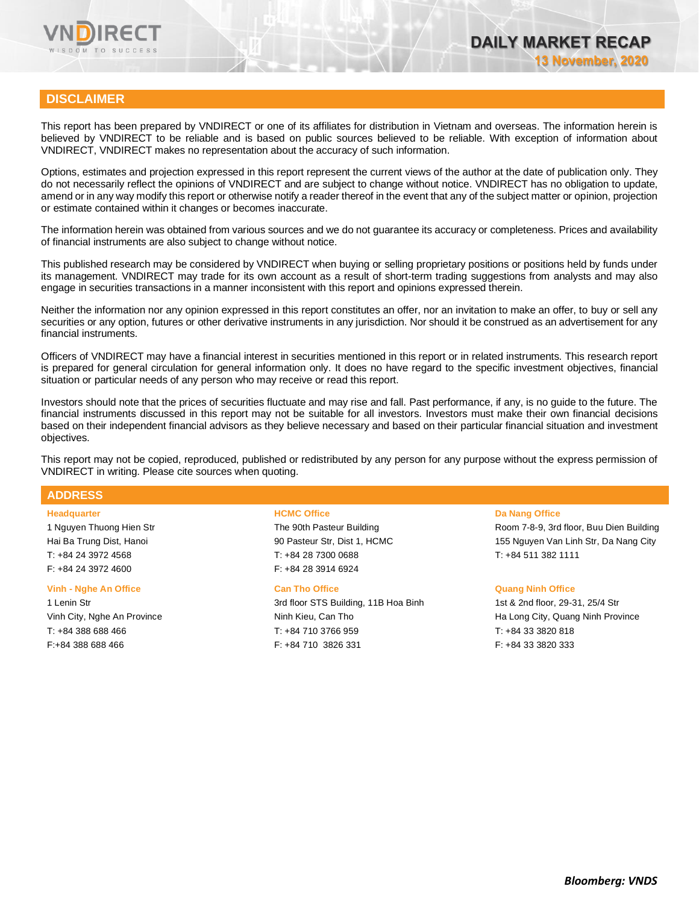## DISCLAIMER

This report has been prepared by VNDIRECT or one of its affiliates for distribution in Vietnam and overseas. The information herein is believed by VNDIRECT to be reliable and is based on public sources believed to be reliable. With exception of information about VNDIRECT, VNDIRECT makes no representation about the accuracy of such information.

Options, estimates and projection expressed in this report represent the current views of the author at the date of publication only. They do not necessarily reflect the opinions of VNDIRECT and are subject to change without notice. VNDIRECT has no obligation to update, amend or in any way modify this report or otherwise notify a reader thereof in the event that any of the subject matter or opinion, projection or estimate contained within it changes or becomes inaccurate.

The information herein was obtained from various sources and we do not guarantee its accuracy or completeness. Prices and availability of financial instruments are also subject to change without notice.

This published research may be considered by VNDIRECT when buying or selling proprietary positions or positions held by funds under its management. VNDIRECT may trade for its own account as a result of short-term trading suggestions from analysts and may also engage in securities transactions in a manner inconsistent with this report and opinions expressed therein.

Neither the information nor any opinion expressed in this report constitutes an offer, nor an invitation to make an offer, to buy or sell any securities or any option, futures or other derivative instruments in any jurisdiction. Nor should it be construed as an advertisement for any financial instruments.

Officers of VNDIRECT may have a financial interest in securities mentioned in this report or in related instruments. This research report is prepared for general circulation for general information only. It does no have regard to the specific investment objectives, financial situation or particular needs of any person who may receive or read this report.

Investors should note that the prices of securities fluctuate and may rise and fall. Past performance, if any, is no guide to the future. The financial instruments discussed in this report may not be suitable for all investors. Investors must make their own financial decisions based on their independent financial advisors as they believe necessary and based on their particular financial situation and investment objectives.

This report may not be copied, reproduced, published or redistributed by any person for any purpose without the express permission of VNDIRECT in writing. Please cite sources when quoting.

## ADDRESS

**Headquarter**
1 Nguyen Thuong Hien Str
Hai Ba Trung Dist, Hanoi
T: +84 24 3972 4568
F: +84 24 3972 4600

**HCMC Office**
The 90th Pasteur Building
90 Pasteur Str, Dist 1, HCMC
T: +84 28 7300 0688
F: +84 28 3914 6924

**Da Nang Office**
Room 7-8-9, 3rd floor, Buu Dien Building
155 Nguyen Van Linh Str, Da Nang City
T: +84 511 382 1111

**Vinh - Nghe An Office**
1 Lenin Str
Vinh City, Nghe An Province
T: +84 388 688 466
F:+84 388 688 466

**Can Tho Office**
3rd floor STS Building, 11B Hoa Binh
Ninh Kieu, Can Tho
T: +84 710 3766 959
F: +84 710 3826 331

**Quang Ninh Office**
1st & 2nd floor, 29-31, 25/4 Str
Ha Long City, Quang Ninh Province
T: +84 33 3820 818
F: +84 33 3820 333

***Bloomberg: VNDS***